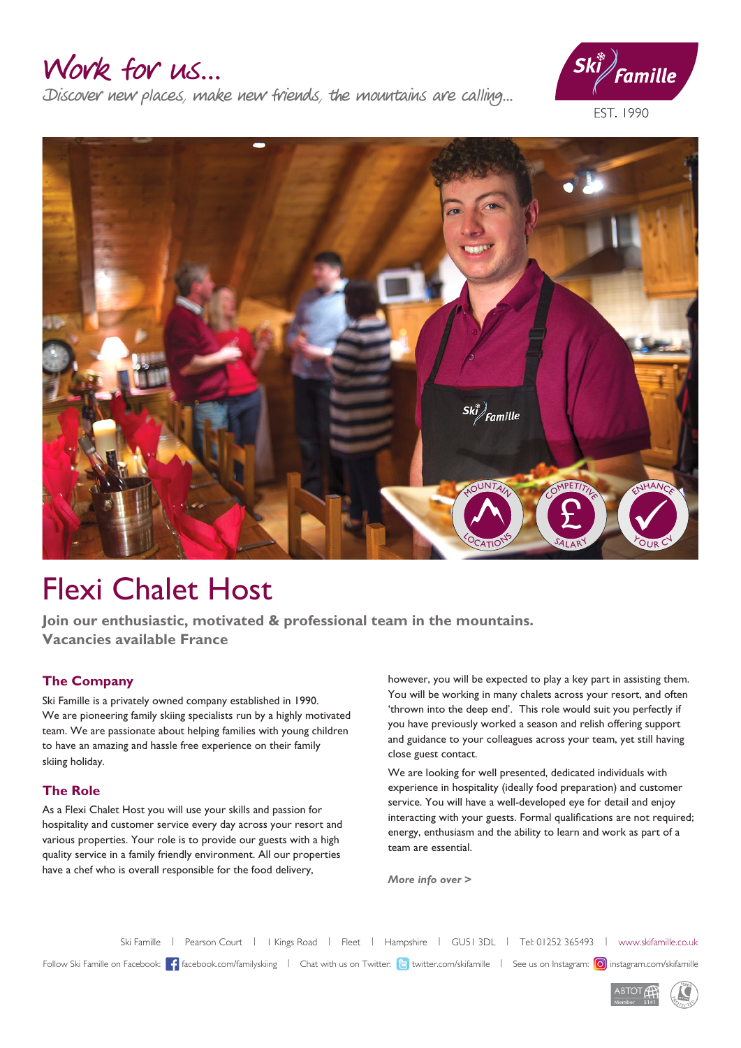# Work for us...

*Discover new places, make new friends, the mountains are calling...*

Ski Famille

EST. 1990

# Flexi Chalet Host

**Join our enthusiastic, motivated & professional team in the mountains.**
**Vacancies available France**

## The Company

Ski Famille is a privately owned company established in 1990. We are pioneering family skiing specialists run by a highly motivated team. We are passionate about helping families with young children to have an amazing and hassle free experience on their family skiing holiday.

## The Role

As a Flexi Chalet Host you will use your skills and passion for hospitality and customer service every day across your resort and various properties. Your role is to provide our guests with a high quality service in a family friendly environment. All our properties have a chef who is overall responsible for the food delivery, however, you will be expected to play a key part in assisting them. You will be working in many chalets across your resort, and often 'thrown into the deep end'. This role would suit you perfectly if you have previously worked a season and relish offering support and guidance to your colleagues across your team, yet still having close guest contact.

We are looking for well presented, dedicated individuals with experience in hospitality (ideally food preparation) and customer service. You will have a well-developed eye for detail and enjoy interacting with your guests. Formal qualifications are not required; energy, enthusiasm and the ability to learn and work as part of a team are essential.

***More info over >***

Ski Famille | Pearson Court | 1 Kings Road | Fleet | Hampshire | GU51 3DL | Tel: 01252 365493 | www.skifamille.co.uk

Follow Ski Famille on Facebook: facebook.com/familyskiing | Chat with us on Twitter: twitter.com/skifamille | See us on Instagram: instagram.com/skifamille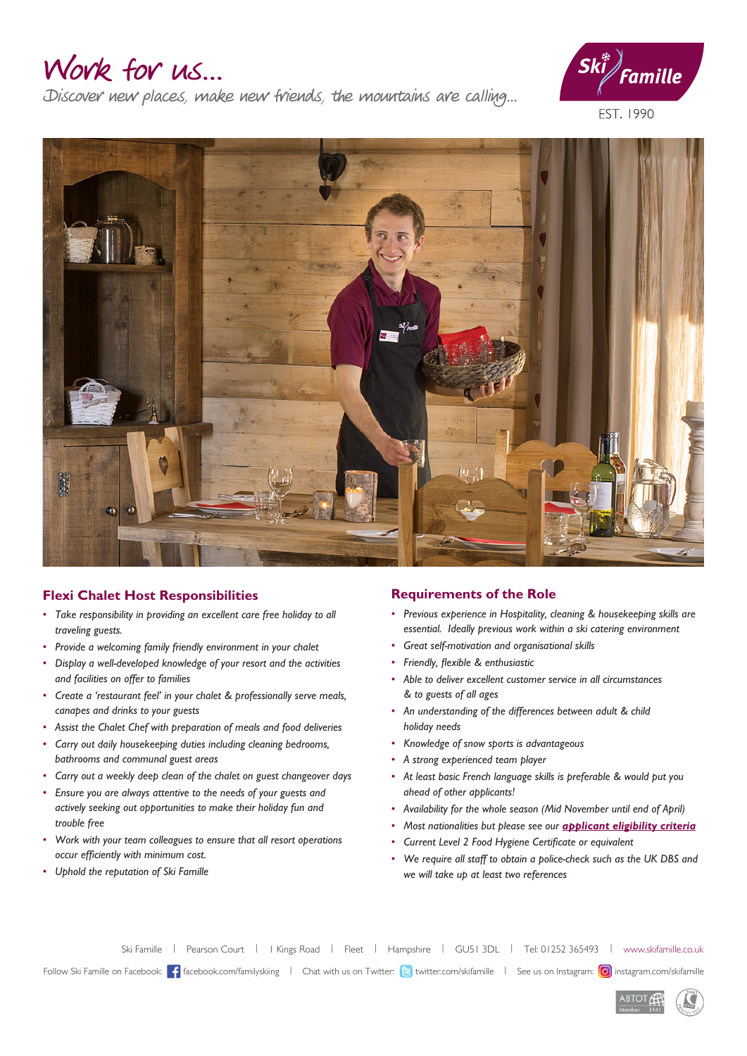# Work for us...

Discover new places, make new friends, the mountains are calling...

Ski Famille

EST. 1990

## Flexi Chalet Host Responsibilities

- *Take responsibility in providing an excellent care free holiday to all traveling guests.*
- *Provide a welcoming family friendly environment in your chalet*
- *Display a well-developed knowledge of your resort and the activities and facilities on offer to families*
- *Create a 'restaurant feel' in your chalet & professionally serve meals, canapes and drinks to your guests*
- *Assist the Chalet Chef with preparation of meals and food deliveries*
- *Carry out daily housekeeping duties including cleaning bedrooms, bathrooms and communal guest areas*
- *Carry out a weekly deep clean of the chalet on guest changeover days*
- *Ensure you are always attentive to the needs of your guests and actively seeking out opportunities to make their holiday fun and trouble free*
- *Work with your team colleagues to ensure that all resort operations occur efficiently with minimum cost.*
- *Uphold the reputation of Ski Famille*

## Requirements of the Role

- *Previous experience in Hospitality, cleaning & housekeeping skills are essential. Ideally previous work within a ski catering environment*
- *Great self-motivation and organisational skills*
- *Friendly, flexible & enthusiastic*
- *Able to deliver excellent customer service in all circumstances & to guests of all ages*
- *An understanding of the differences between adult & child holiday needs*
- *Knowledge of snow sports is advantageous*
- *A strong experienced team player*
- *At least basic French language skills is preferable & would put you ahead of other applicants!*
- *Availability for the whole season (Mid November until end of April)*
- *Most nationalities but please see our* ***applicant eligibility criteria***
- *Current Level 2 Food Hygiene Certificate or equivalent*
- *We require all staff to obtain a police-check such as the UK DBS and we will take up at least two references*

Ski Famille | Pearson Court | 1 Kings Road | Fleet | Hampshire | GU51 3DL | Tel: 01252 365493 | www.skifamille.co.uk

Follow Ski Famille on Facebook: facebook.com/familyskiing | Chat with us on Twitter: twitter.com/skifamille | See us on Instagram: instagram.com/skifamille

ABTOT Member 5141